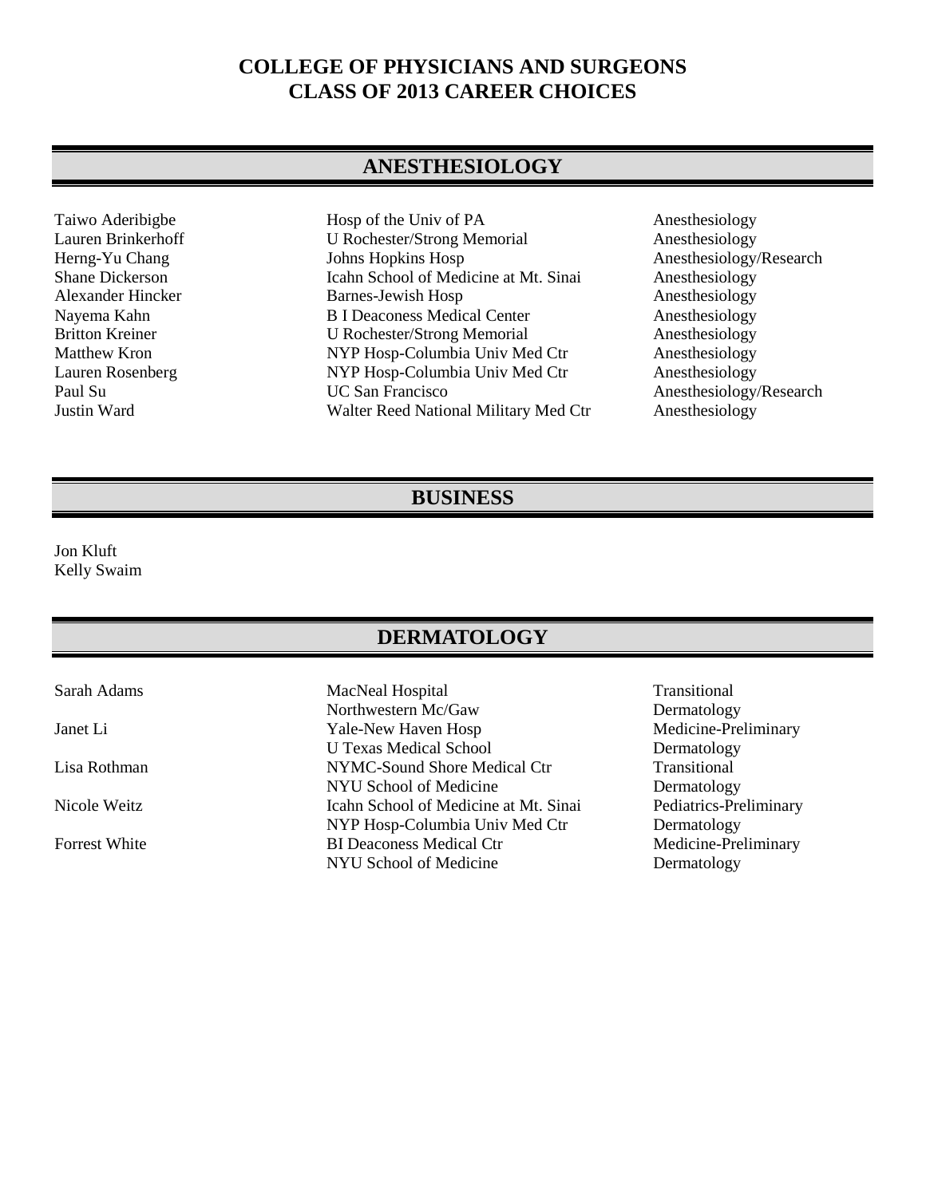# COLLEGE OF PHYSICIANS AND SURGEONS
# CLASS OF 2013 CAREER CHOICES

## ANESTHESIOLOGY

| | | |
|---|---|---|
| Taiwo Aderibigbe | Hosp of the Univ of PA | Anesthesiology |
| Lauren Brinkerhoff | U Rochester/Strong Memorial | Anesthesiology |
| Herng-Yu Chang | Johns Hopkins Hosp | Anesthesiology/Research |
| Shane Dickerson | Icahn School of Medicine at Mt. Sinai | Anesthesiology |
| Alexander Hincker | Barnes-Jewish Hosp | Anesthesiology |
| Nayema Kahn | B I Deaconess Medical Center | Anesthesiology |
| Britton Kreiner | U Rochester/Strong Memorial | Anesthesiology |
| Matthew Kron | NYP Hosp-Columbia Univ Med Ctr | Anesthesiology |
| Lauren Rosenberg | NYP Hosp-Columbia Univ Med Ctr | Anesthesiology |
| Paul Su | UC San Francisco | Anesthesiology/Research |
| Justin Ward | Walter Reed National Military Med Ctr | Anesthesiology |

## BUSINESS

Jon Kluft
Kelly Swaim

## DERMATOLOGY

| | | |
|---|---|---|
| Sarah Adams | MacNeal Hospital | Transitional |
| | Northwestern Mc/Gaw | Dermatology |
| Janet Li | Yale-New Haven Hosp | Medicine-Preliminary |
| | U Texas Medical School | Dermatology |
| Lisa Rothman | NYMC-Sound Shore Medical Ctr | Transitional |
| | NYU School of Medicine | Dermatology |
| Nicole Weitz | Icahn School of Medicine at Mt. Sinai | Pediatrics-Preliminary |
| | NYP Hosp-Columbia Univ Med Ctr | Dermatology |
| Forrest White | BI Deaconess Medical Ctr | Medicine-Preliminary |
| | NYU School of Medicine | Dermatology |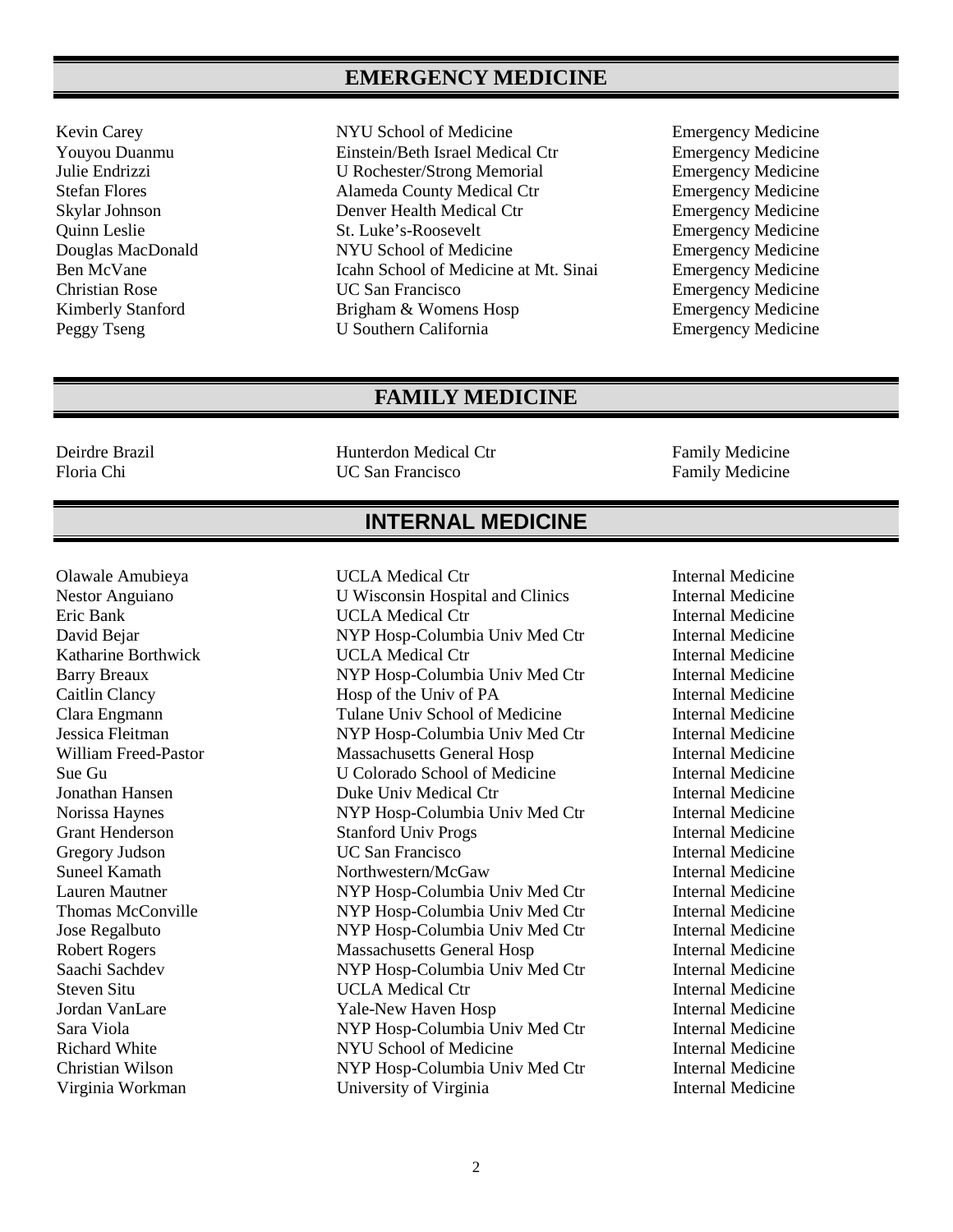## EMERGENCY MEDICINE

| | | |
|---|---|---|
| Kevin Carey | NYU School of Medicine | Emergency Medicine |
| Youyou Duanmu | Einstein/Beth Israel Medical Ctr | Emergency Medicine |
| Julie Endrizzi | U Rochester/Strong Memorial | Emergency Medicine |
| Stefan Flores | Alameda County Medical Ctr | Emergency Medicine |
| Skylar Johnson | Denver Health Medical Ctr | Emergency Medicine |
| Quinn Leslie | St. Luke's-Roosevelt | Emergency Medicine |
| Douglas MacDonald | NYU School of Medicine | Emergency Medicine |
| Ben McVane | Icahn School of Medicine at Mt. Sinai | Emergency Medicine |
| Christian Rose | UC San Francisco | Emergency Medicine |
| Kimberly Stanford | Brigham & Womens Hosp | Emergency Medicine |
| Peggy Tseng | U Southern California | Emergency Medicine |

## FAMILY MEDICINE

| | | |
|---|---|---|
| Deirdre Brazil | Hunterdon Medical Ctr | Family Medicine |
| Floria Chi | UC San Francisco | Family Medicine |

## INTERNAL MEDICINE

| | | |
|---|---|---|
| Olawale Amubieya | UCLA Medical Ctr | Internal Medicine |
| Nestor Anguiano | U Wisconsin Hospital and Clinics | Internal Medicine |
| Eric Bank | UCLA Medical Ctr | Internal Medicine |
| David Bejar | NYP Hosp-Columbia Univ Med Ctr | Internal Medicine |
| Katharine Borthwick | UCLA Medical Ctr | Internal Medicine |
| Barry Breaux | NYP Hosp-Columbia Univ Med Ctr | Internal Medicine |
| Caitlin Clancy | Hosp of the Univ of PA | Internal Medicine |
| Clara Engmann | Tulane Univ School of Medicine | Internal Medicine |
| Jessica Fleitman | NYP Hosp-Columbia Univ Med Ctr | Internal Medicine |
| William Freed-Pastor | Massachusetts General Hosp | Internal Medicine |
| Sue Gu | U Colorado School of Medicine | Internal Medicine |
| Jonathan Hansen | Duke Univ Medical Ctr | Internal Medicine |
| Norissa Haynes | NYP Hosp-Columbia Univ Med Ctr | Internal Medicine |
| Grant Henderson | Stanford Univ Progs | Internal Medicine |
| Gregory Judson | UC San Francisco | Internal Medicine |
| Suneel Kamath | Northwestern/McGaw | Internal Medicine |
| Lauren Mautner | NYP Hosp-Columbia Univ Med Ctr | Internal Medicine |
| Thomas McConville | NYP Hosp-Columbia Univ Med Ctr | Internal Medicine |
| Jose Regalbuto | NYP Hosp-Columbia Univ Med Ctr | Internal Medicine |
| Robert Rogers | Massachusetts General Hosp | Internal Medicine |
| Saachi Sachdev | NYP Hosp-Columbia Univ Med Ctr | Internal Medicine |
| Steven Situ | UCLA Medical Ctr | Internal Medicine |
| Jordan VanLare | Yale-New Haven Hosp | Internal Medicine |
| Sara Viola | NYP Hosp-Columbia Univ Med Ctr | Internal Medicine |
| Richard White | NYU School of Medicine | Internal Medicine |
| Christian Wilson | NYP Hosp-Columbia Univ Med Ctr | Internal Medicine |
| Virginia Workman | University of Virginia | Internal Medicine |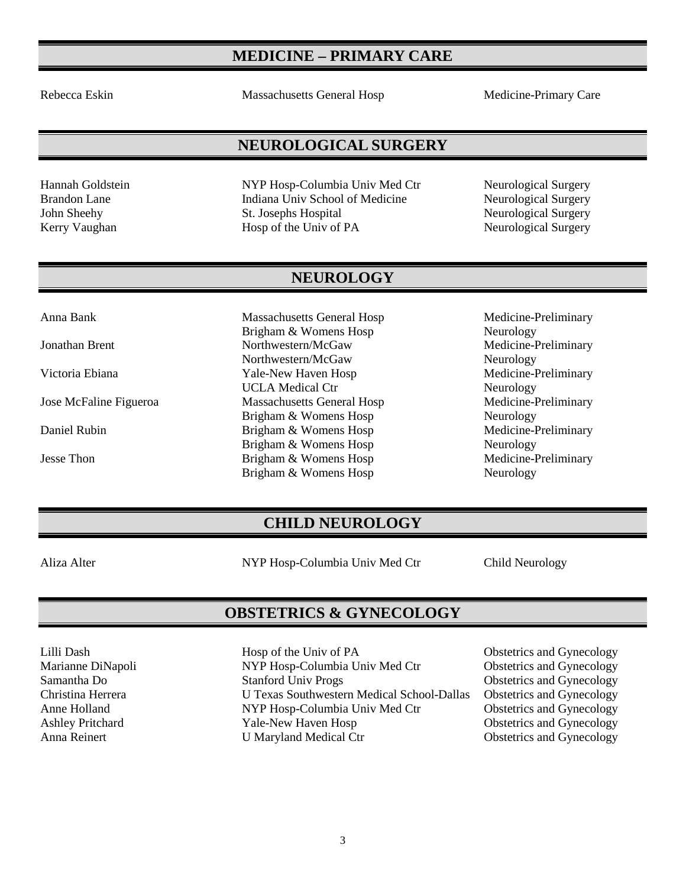## MEDICINE – PRIMARY CARE

| | | |
|---|---|---|
| Rebecca Eskin | Massachusetts General Hosp | Medicine-Primary Care |

## NEUROLOGICAL SURGERY

| | | |
|---|---|---|
| Hannah Goldstein | NYP Hosp-Columbia Univ Med Ctr | Neurological Surgery |
| Brandon Lane | Indiana Univ School of Medicine | Neurological Surgery |
| John Sheehy | St. Josephs Hospital | Neurological Surgery |
| Kerry Vaughan | Hosp of the Univ of PA | Neurological Surgery |

## NEUROLOGY

| | | |
|---|---|---|
| Anna Bank | Massachusetts General Hosp | Medicine-Preliminary |
| | Brigham & Womens Hosp | Neurology |
| Jonathan Brent | Northwestern/McGaw | Medicine-Preliminary |
| | Northwestern/McGaw | Neurology |
| Victoria Ebiana | Yale-New Haven Hosp | Medicine-Preliminary |
| | UCLA Medical Ctr | Neurology |
| Jose McFaline Figueroa | Massachusetts General Hosp | Medicine-Preliminary |
| | Brigham & Womens Hosp | Neurology |
| Daniel Rubin | Brigham & Womens Hosp | Medicine-Preliminary |
| | Brigham & Womens Hosp | Neurology |
| Jesse Thon | Brigham & Womens Hosp | Medicine-Preliminary |
| | Brigham & Womens Hosp | Neurology |

## CHILD NEUROLOGY

| | | |
|---|---|---|
| Aliza Alter | NYP Hosp-Columbia Univ Med Ctr | Child Neurology |

## OBSTETRICS & GYNECOLOGY

| | | |
|---|---|---|
| Lilli Dash | Hosp of the Univ of PA | Obstetrics and Gynecology |
| Marianne DiNapoli | NYP Hosp-Columbia Univ Med Ctr | Obstetrics and Gynecology |
| Samantha Do | Stanford Univ Progs | Obstetrics and Gynecology |
| Christina Herrera | U Texas Southwestern Medical School-Dallas | Obstetrics and Gynecology |
| Anne Holland | NYP Hosp-Columbia Univ Med Ctr | Obstetrics and Gynecology |
| Ashley Pritchard | Yale-New Haven Hosp | Obstetrics and Gynecology |
| Anna Reinert | U Maryland Medical Ctr | Obstetrics and Gynecology |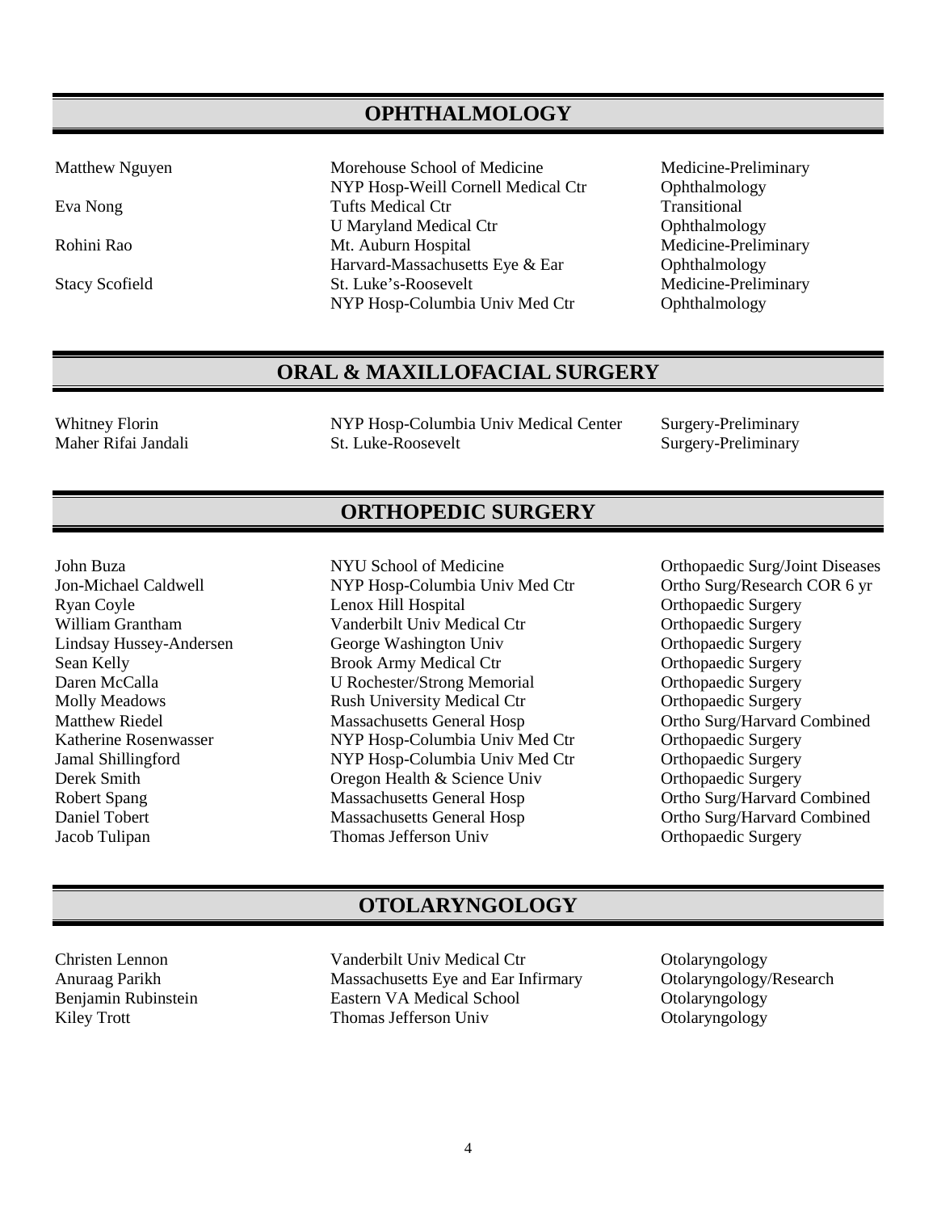## OPHTHALMOLOGY

| | | |
|---|---|---|
| Matthew Nguyen | Morehouse School of Medicine | Medicine-Preliminary |
| | NYP Hosp-Weill Cornell Medical Ctr | Ophthalmology |
| Eva Nong | Tufts Medical Ctr | Transitional |
| | U Maryland Medical Ctr | Ophthalmology |
| Rohini Rao | Mt. Auburn Hospital | Medicine-Preliminary |
| | Harvard-Massachusetts Eye & Ear | Ophthalmology |
| Stacy Scofield | St. Luke's-Roosevelt | Medicine-Preliminary |
| | NYP Hosp-Columbia Univ Med Ctr | Ophthalmology |

## ORAL & MAXILLOFACIAL SURGERY

| | | |
|---|---|---|
| Whitney Florin | NYP Hosp-Columbia Univ Medical Center | Surgery-Preliminary |
| Maher Rifai Jandali | St. Luke-Roosevelt | Surgery-Preliminary |

## ORTHOPEDIC SURGERY

| | | |
|---|---|---|
| John Buza | NYU School of Medicine | Orthopaedic Surg/Joint Diseases |
| Jon-Michael Caldwell | NYP Hosp-Columbia Univ Med Ctr | Ortho Surg/Research COR 6 yr |
| Ryan Coyle | Lenox Hill Hospital | Orthopaedic Surgery |
| William Grantham | Vanderbilt Univ Medical Ctr | Orthopaedic Surgery |
| Lindsay Hussey-Andersen | George Washington Univ | Orthopaedic Surgery |
| Sean Kelly | Brook Army Medical Ctr | Orthopaedic Surgery |
| Daren McCalla | U Rochester/Strong Memorial | Orthopaedic Surgery |
| Molly Meadows | Rush University Medical Ctr | Orthopaedic Surgery |
| Matthew Riedel | Massachusetts General Hosp | Ortho Surg/Harvard Combined |
| Katherine Rosenwasser | NYP Hosp-Columbia Univ Med Ctr | Orthopaedic Surgery |
| Jamal Shillingford | NYP Hosp-Columbia Univ Med Ctr | Orthopaedic Surgery |
| Derek Smith | Oregon Health & Science Univ | Orthopaedic Surgery |
| Robert Spang | Massachusetts General Hosp | Ortho Surg/Harvard Combined |
| Daniel Tobert | Massachusetts General Hosp | Ortho Surg/Harvard Combined |
| Jacob Tulipan | Thomas Jefferson Univ | Orthopaedic Surgery |

## OTOLARYNGOLOGY

| | | |
|---|---|---|
| Christen Lennon | Vanderbilt Univ Medical Ctr | Otolaryngology |
| Anuraag Parikh | Massachusetts Eye and Ear Infirmary | Otolaryngology/Research |
| Benjamin Rubinstein | Eastern VA Medical School | Otolaryngology |
| Kiley Trott | Thomas Jefferson Univ | Otolaryngology |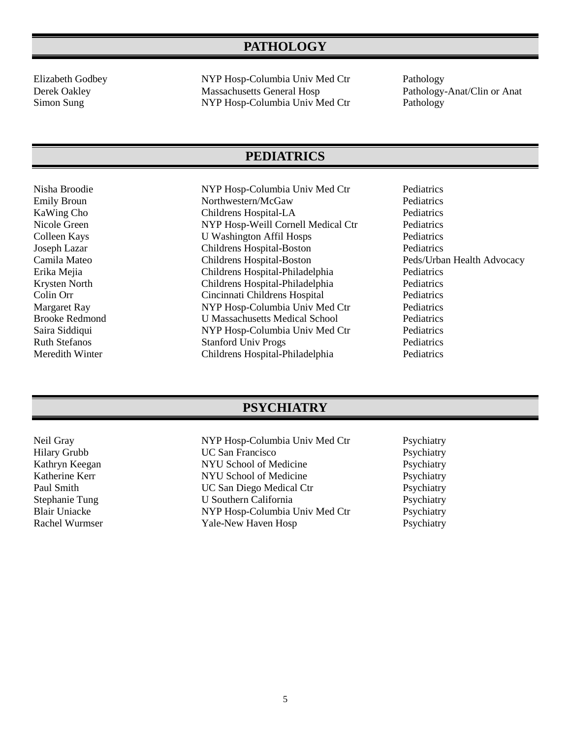## PATHOLOGY

| | | |
|---|---|---|
| Elizabeth Godbey | NYP Hosp-Columbia Univ Med Ctr | Pathology |
| Derek Oakley | Massachusetts General Hosp | Pathology-Anat/Clin or Anat |
| Simon Sung | NYP Hosp-Columbia Univ Med Ctr | Pathology |

## PEDIATRICS

| | | |
|---|---|---|
| Nisha Broodie | NYP Hosp-Columbia Univ Med Ctr | Pediatrics |
| Emily Broun | Northwestern/McGaw | Pediatrics |
| KaWing Cho | Childrens Hospital-LA | Pediatrics |
| Nicole Green | NYP Hosp-Weill Cornell Medical Ctr | Pediatrics |
| Colleen Kays | U Washington Affil Hosps | Pediatrics |
| Joseph Lazar | Childrens Hospital-Boston | Pediatrics |
| Camila Mateo | Childrens Hospital-Boston | Peds/Urban Health Advocacy |
| Erika Mejia | Childrens Hospital-Philadelphia | Pediatrics |
| Krysten North | Childrens Hospital-Philadelphia | Pediatrics |
| Colin Orr | Cincinnati Childrens Hospital | Pediatrics |
| Margaret Ray | NYP Hosp-Columbia Univ Med Ctr | Pediatrics |
| Brooke Redmond | U Massachusetts Medical School | Pediatrics |
| Saira Siddiqui | NYP Hosp-Columbia Univ Med Ctr | Pediatrics |
| Ruth Stefanos | Stanford Univ Progs | Pediatrics |
| Meredith Winter | Childrens Hospital-Philadelphia | Pediatrics |

## PSYCHIATRY

| | | |
|---|---|---|
| Neil Gray | NYP Hosp-Columbia Univ Med Ctr | Psychiatry |
| Hilary Grubb | UC San Francisco | Psychiatry |
| Kathryn Keegan | NYU School of Medicine | Psychiatry |
| Katherine Kerr | NYU School of Medicine | Psychiatry |
| Paul Smith | UC San Diego Medical Ctr | Psychiatry |
| Stephanie Tung | U Southern California | Psychiatry |
| Blair Uniacke | NYP Hosp-Columbia Univ Med Ctr | Psychiatry |
| Rachel Wurmser | Yale-New Haven Hosp | Psychiatry |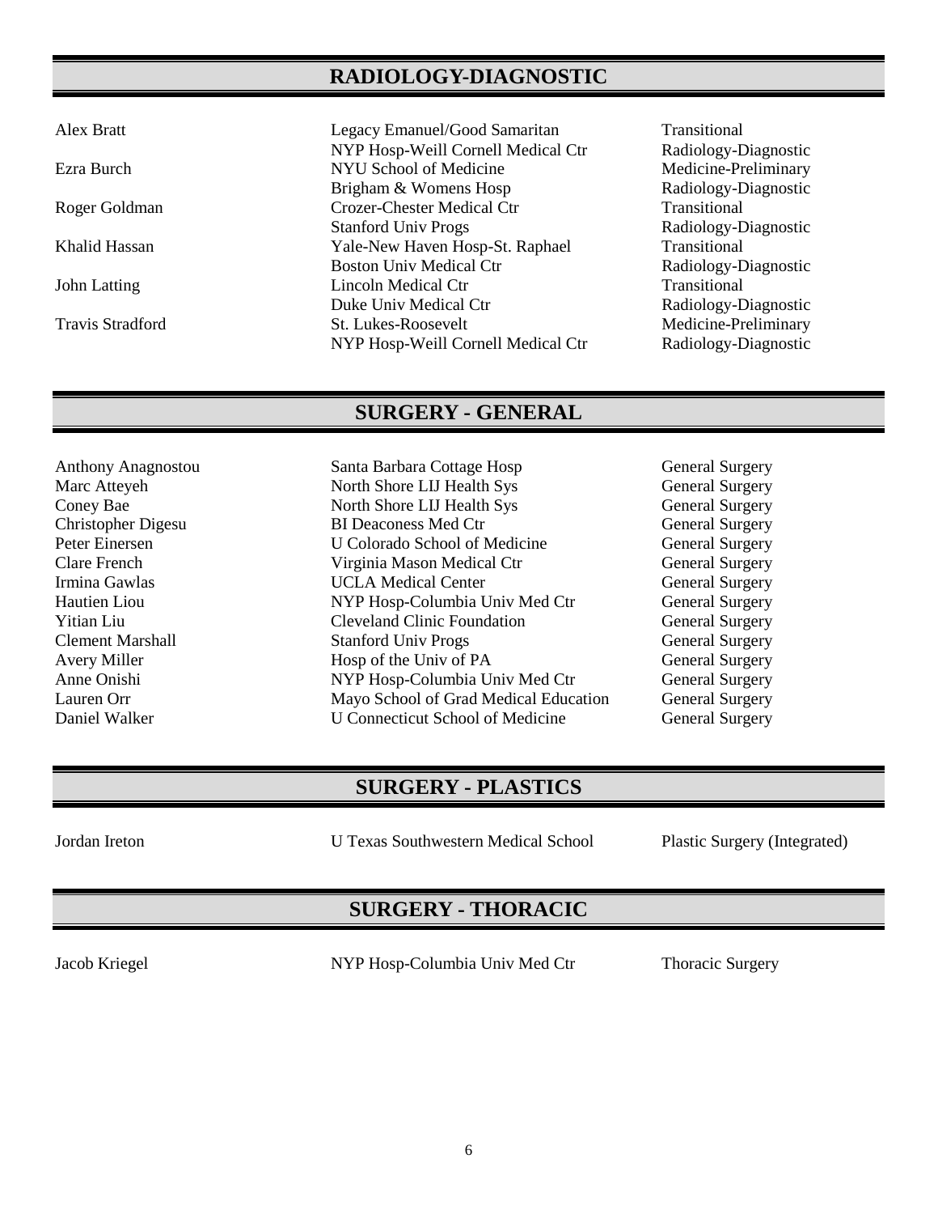## RADIOLOGY-DIAGNOSTIC

| | | |
|---|---|---|
| Alex Bratt | Legacy Emanuel/Good Samaritan | Transitional |
| | NYP Hosp-Weill Cornell Medical Ctr | Radiology-Diagnostic |
| Ezra Burch | NYU School of Medicine | Medicine-Preliminary |
| | Brigham & Womens Hosp | Radiology-Diagnostic |
| Roger Goldman | Crozer-Chester Medical Ctr | Transitional |
| | Stanford Univ Progs | Radiology-Diagnostic |
| Khalid Hassan | Yale-New Haven Hosp-St. Raphael | Transitional |
| | Boston Univ Medical Ctr | Radiology-Diagnostic |
| John Latting | Lincoln Medical Ctr | Transitional |
| | Duke Univ Medical Ctr | Radiology-Diagnostic |
| Travis Stradford | St. Lukes-Roosevelt | Medicine-Preliminary |
| | NYP Hosp-Weill Cornell Medical Ctr | Radiology-Diagnostic |

## SURGERY - GENERAL

| | | |
|---|---|---|
| Anthony Anagnostou | Santa Barbara Cottage Hosp | General Surgery |
| Marc Atteyeh | North Shore LIJ Health Sys | General Surgery |
| Coney Bae | North Shore LIJ Health Sys | General Surgery |
| Christopher Digesu | BI Deaconess Med Ctr | General Surgery |
| Peter Einersen | U Colorado School of Medicine | General Surgery |
| Clare French | Virginia Mason Medical Ctr | General Surgery |
| Irmina Gawlas | UCLA Medical Center | General Surgery |
| Hautien Liou | NYP Hosp-Columbia Univ Med Ctr | General Surgery |
| Yitian Liu | Cleveland Clinic Foundation | General Surgery |
| Clement Marshall | Stanford Univ Progs | General Surgery |
| Avery Miller | Hosp of the Univ of PA | General Surgery |
| Anne Onishi | NYP Hosp-Columbia Univ Med Ctr | General Surgery |
| Lauren Orr | Mayo School of Grad Medical Education | General Surgery |
| Daniel Walker | U Connecticut School of Medicine | General Surgery |

## SURGERY - PLASTICS

| | | |
|---|---|---|
| Jordan Ireton | U Texas Southwestern Medical School | Plastic Surgery (Integrated) |

## SURGERY - THORACIC

| | | |
|---|---|---|
| Jacob Kriegel | NYP Hosp-Columbia Univ Med Ctr | Thoracic Surgery |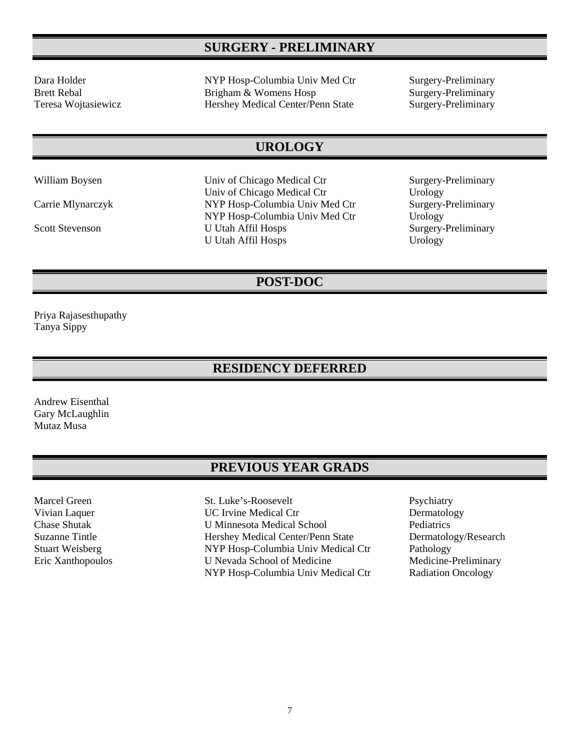## SURGERY - PRELIMINARY

| | | |
|---|---|---|
| Dara Holder | NYP Hosp-Columbia Univ Med Ctr | Surgery-Preliminary |
| Brett Rebal | Brigham & Womens Hosp | Surgery-Preliminary |
| Teresa Wojtasiewicz | Hershey Medical Center/Penn State | Surgery-Preliminary |

## UROLOGY

| | | |
|---|---|---|
| William Boysen | Univ of Chicago Medical Ctr | Surgery-Preliminary |
| | Univ of Chicago Medical Ctr | Urology |
| Carrie Mlynarczyk | NYP Hosp-Columbia Univ Med Ctr | Surgery-Preliminary |
| | NYP Hosp-Columbia Univ Med Ctr | Urology |
| Scott Stevenson | U Utah Affil Hosps | Surgery-Preliminary |
| | U Utah Affil Hosps | Urology |

## POST-DOC

Priya Rajasesthupathy
Tanya Sippy

## RESIDENCY DEFERRED

Andrew Eisenthal
Gary McLaughlin
Mutaz Musa

## PREVIOUS YEAR GRADS

| | | |
|---|---|---|
| Marcel Green | St. Luke's-Roosevelt | Psychiatry |
| Vivian Laquer | UC Irvine Medical Ctr | Dermatology |
| Chase Shutak | U Minnesota Medical School | Pediatrics |
| Suzanne Tintle | Hershey Medical Center/Penn State | Dermatology/Research |
| Stuart Weisberg | NYP Hosp-Columbia Univ Medical Ctr | Pathology |
| Eric Xanthopoulos | U Nevada School of Medicine | Medicine-Preliminary |
| | NYP Hosp-Columbia Univ Medical Ctr | Radiation Oncology |